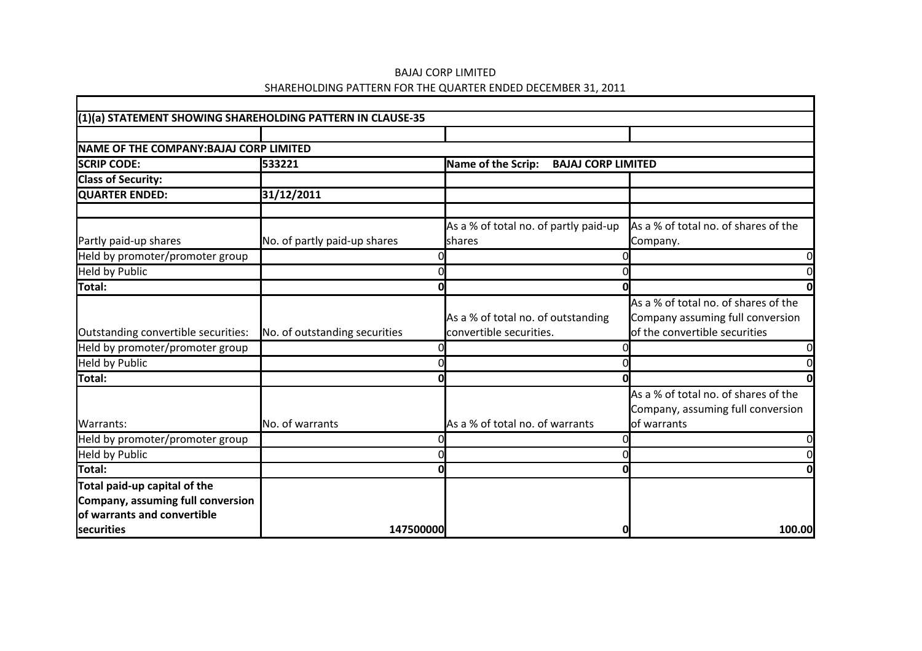BAJAJ CORP LIMITED

SHAREHOLDING PATTERN FOR THE QUARTER ENDED DECEMBER 31, 2011

| | | | |
|---|---|---|---|
| **(1)(a) STATEMENT SHOWING SHAREHOLDING PATTERN IN CLAUSE-35** | | | |
| | | | |
| **NAME OF THE COMPANY:BAJAJ CORP LIMITED** | | | |
| **SCRIP CODE:** | **533221** | **Name of the Scrip: BAJAJ CORP LIMITED** | |
| **Class of Security:** | | | |
| **QUARTER ENDED:** | **31/12/2011** | | |
| | | | |
| Partly paid-up shares | No. of partly paid-up shares | As a % of total no. of partly paid-up shares | As a % of total no. of shares of the Company. |
| Held by promoter/promoter group | 0 | 0 | 0 |
| Held by Public | 0 | 0 | 0 |
| **Total:** | **0** | **0** | **0** |
| Outstanding convertible securities: | No. of outstanding securities | As a % of total no. of outstanding convertible securities. | As a % of total no. of shares of the Company assuming full conversion of the convertible securities |
| Held by promoter/promoter group | 0 | 0 | 0 |
| Held by Public | 0 | 0 | 0 |
| **Total:** | **0** | **0** | **0** |
| Warrants: | No. of warrants | As a % of total no. of warrants | As a % of total no. of shares of the Company, assuming full conversion of warrants |
| Held by promoter/promoter group | 0 | 0 | 0 |
| Held by Public | 0 | 0 | 0 |
| **Total:** | **0** | **0** | **0** |
| **Total paid-up capital of the Company, assuming full conversion of warrants and convertible securities** | **147500000** | **0** | **100.00** |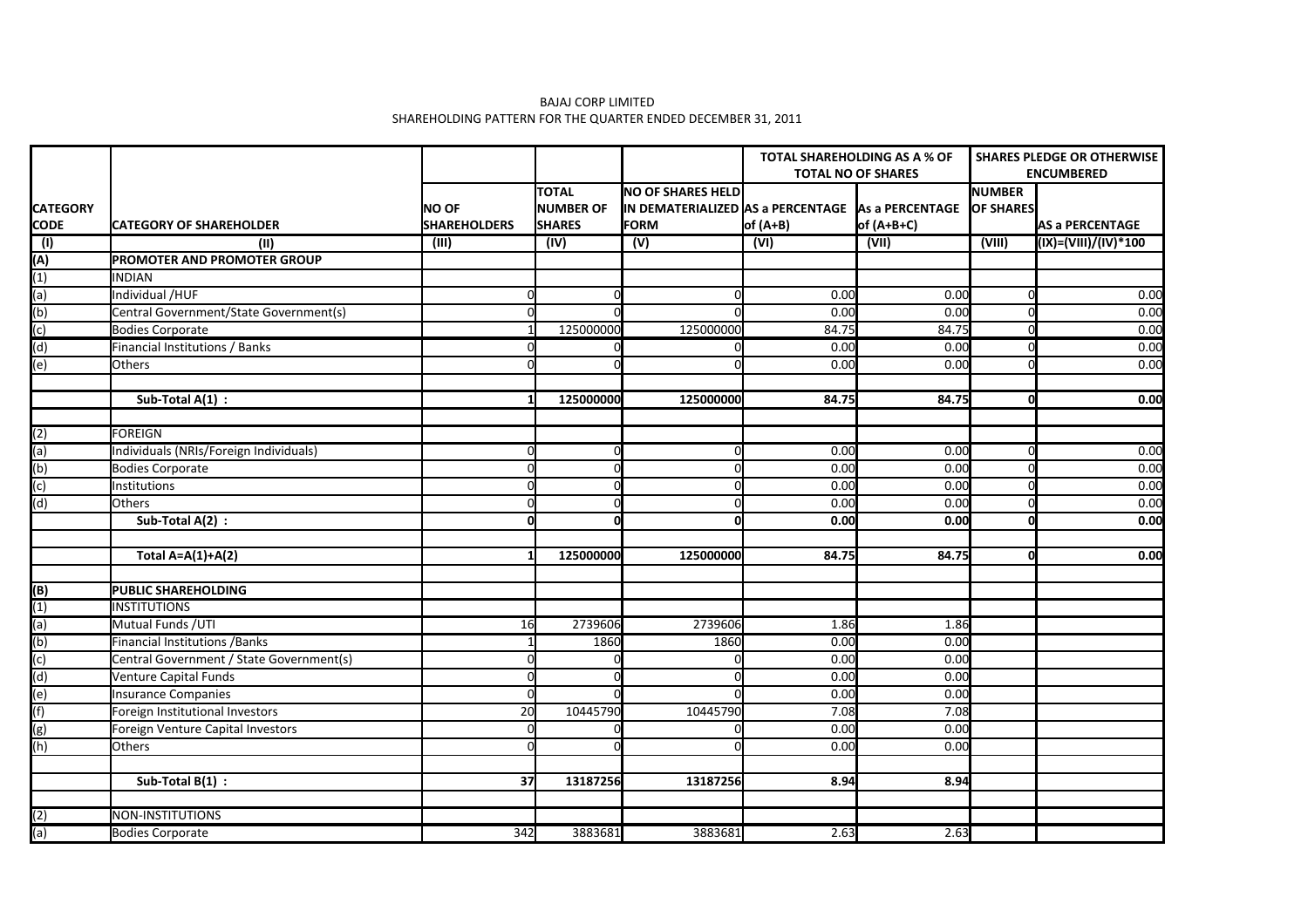BAJAJ CORP LIMITED

SHAREHOLDING PATTERN FOR THE QUARTER ENDED DECEMBER 31, 2011

| CATEGORY CODE | CATEGORY OF SHAREHOLDER | NO OF SHAREHOLDERS | TOTAL NUMBER OF SHARES | NO OF SHARES HELD IN DEMATERIALIZED FORM | TOTAL SHAREHOLDING AS A % OF TOTAL NO OF SHARES | | SHARES PLEDGE OR OTHERWISE ENCUMBERED | |
|---|---|---|---|---|---|---|---|---|
| | | | | | AS a PERCENTAGE of (A+B) | As a PERCENTAGE of (A+B+C) | NUMBER OF SHARES | AS a PERCENTAGE |
| (I) | (II) | (III) | (IV) | (V) | (VI) | (VII) | (VIII) | (IX)=(VIII)/(IV)*100 |
| (A) | PROMOTER AND PROMOTER GROUP | | | | | | | |
| (1) | INDIAN | | | | | | | |
| (a) | Individual /HUF | 0 | 0 | 0 | 0.00 | 0.00 | 0 | 0.00 |
| (b) | Central Government/State Government(s) | 0 | 0 | 0 | 0.00 | 0.00 | 0 | 0.00 |
| (c) | Bodies Corporate | 1 | 125000000 | 125000000 | 84.75 | 84.75 | 0 | 0.00 |
| (d) | Financial Institutions / Banks | 0 | 0 | 0 | 0.00 | 0.00 | 0 | 0.00 |
| (e) | Others | 0 | 0 | 0 | 0.00 | 0.00 | 0 | 0.00 |
| | **Sub-Total A(1) :** | **1** | **125000000** | **125000000** | **84.75** | **84.75** | **0** | **0.00** |
| (2) | FOREIGN | | | | | | | |
| (a) | Individuals (NRIs/Foreign Individuals) | 0 | 0 | 0 | 0.00 | 0.00 | 0 | 0.00 |
| (b) | Bodies Corporate | 0 | 0 | 0 | 0.00 | 0.00 | 0 | 0.00 |
| (c) | Institutions | 0 | 0 | 0 | 0.00 | 0.00 | 0 | 0.00 |
| (d) | Others | 0 | 0 | 0 | 0.00 | 0.00 | 0 | 0.00 |
| | **Sub-Total A(2) :** | **0** | **0** | **0** | **0.00** | **0.00** | **0** | **0.00** |
| | **Total A=A(1)+A(2)** | **1** | **125000000** | **125000000** | **84.75** | **84.75** | **0** | **0.00** |
| (B) | PUBLIC SHAREHOLDING | | | | | | | |
| (1) | INSTITUTIONS | | | | | | | |
| (a) | Mutual Funds /UTI | 16 | 2739606 | 2739606 | 1.86 | 1.86 | | |
| (b) | Financial Institutions /Banks | 1 | 1860 | 1860 | 0.00 | 0.00 | | |
| (c) | Central Government / State Government(s) | 0 | 0 | 0 | 0.00 | 0.00 | | |
| (d) | Venture Capital Funds | 0 | 0 | 0 | 0.00 | 0.00 | | |
| (e) | Insurance Companies | 0 | 0 | 0 | 0.00 | 0.00 | | |
| (f) | Foreign Institutional Investors | 20 | 10445790 | 10445790 | 7.08 | 7.08 | | |
| (g) | Foreign Venture Capital Investors | 0 | 0 | 0 | 0.00 | 0.00 | | |
| (h) | Others | 0 | 0 | 0 | 0.00 | 0.00 | | |
| | **Sub-Total B(1) :** | **37** | **13187256** | **13187256** | **8.94** | **8.94** | | |
| (2) | NON-INSTITUTIONS | | | | | | | |
| (a) | Bodies Corporate | 342 | 3883681 | 3883681 | 2.63 | 2.63 | | |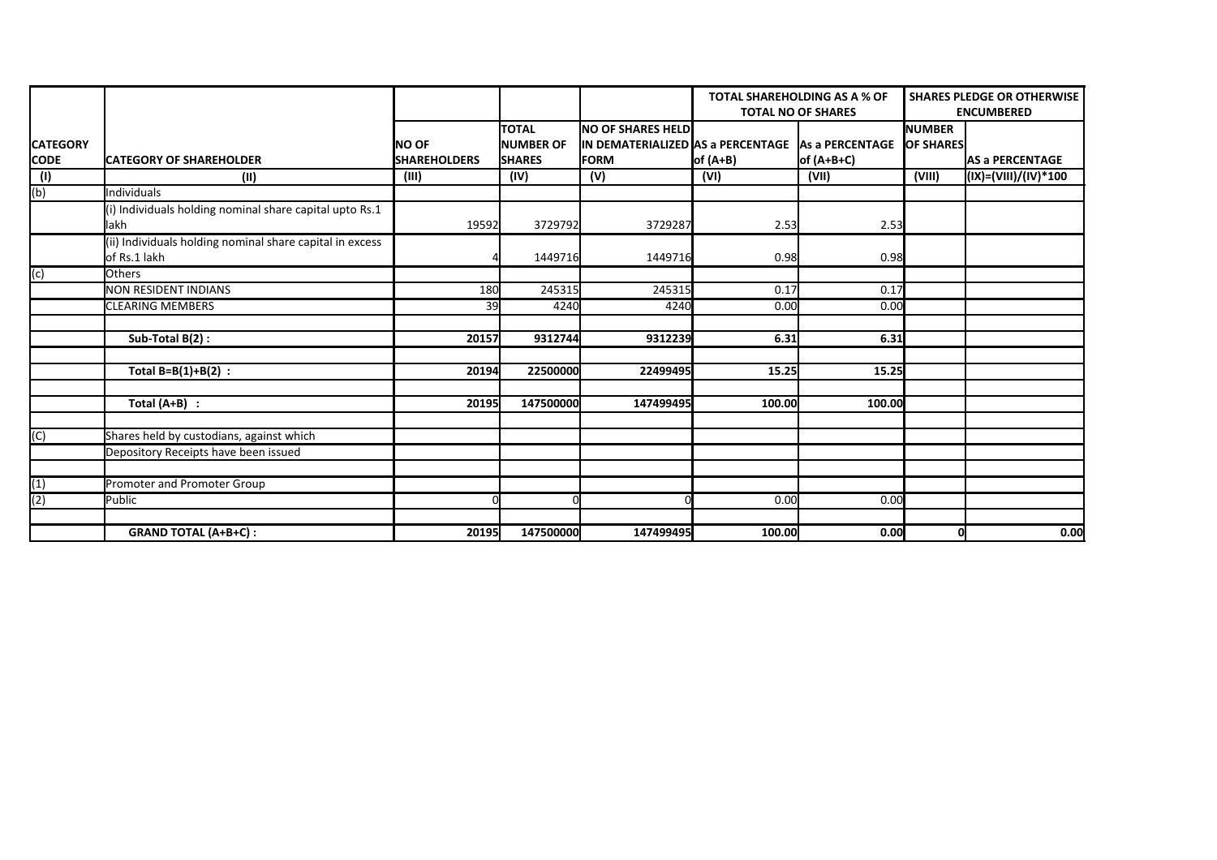| CATEGORY CODE | CATEGORY OF SHAREHOLDER | NO OF SHAREHOLDERS | TOTAL NUMBER OF SHARES | NO OF SHARES HELD IN DEMATERIALIZED FORM | TOTAL SHAREHOLDING AS A % OF TOTAL NO OF SHARES | | SHARES PLEDGE OR OTHERWISE ENCUMBERED | |
|---|---|---|---|---|---|---|---|---|
| | | | | | AS a PERCENTAGE of (A+B) | As a PERCENTAGE of (A+B+C) | NUMBER OF SHARES | AS a PERCENTAGE |
| (I) | (II) | (III) | (IV) | (V) | (VI) | (VII) | (VIII) | (IX)=(VIII)/(IV)*100 |
| (b) | Individuals | | | | | | | |
| | (i) Individuals holding nominal share capital upto Rs.1 lakh | 19592 | 3729792 | 3729287 | 2.53 | 2.53 | | |
| | (ii) Individuals holding nominal share capital in excess of Rs.1 lakh | 4 | 1449716 | 1449716 | 0.98 | 0.98 | | |
| (c) | Others | | | | | | | |
| | NON RESIDENT INDIANS | 180 | 245315 | 245315 | 0.17 | 0.17 | | |
| | CLEARING MEMBERS | 39 | 4240 | 4240 | 0.00 | 0.00 | | |
| | | | | | | | | |
| | **Sub-Total B(2) :** | **20157** | **9312744** | **9312239** | **6.31** | **6.31** | | |
| | | | | | | | | |
| | **Total B=B(1)+B(2) :** | **20194** | **22500000** | **22499495** | **15.25** | **15.25** | | |
| | | | | | | | | |
| | **Total (A+B) :** | **20195** | **147500000** | **147499495** | **100.00** | **100.00** | | |
| | | | | | | | | |
| (C) | Shares held by custodians, against which | | | | | | | |
| | Depository Receipts have been issued | | | | | | | |
| | | | | | | | | |
| (1) | Promoter and Promoter Group | | | | | | | |
| (2) | Public | 0 | 0 | 0 | 0.00 | 0.00 | | |
| | | | | | | | | |
| | **GRAND TOTAL (A+B+C) :** | **20195** | **147500000** | **147499495** | **100.00** | **0.00** | **0** | **0.00** |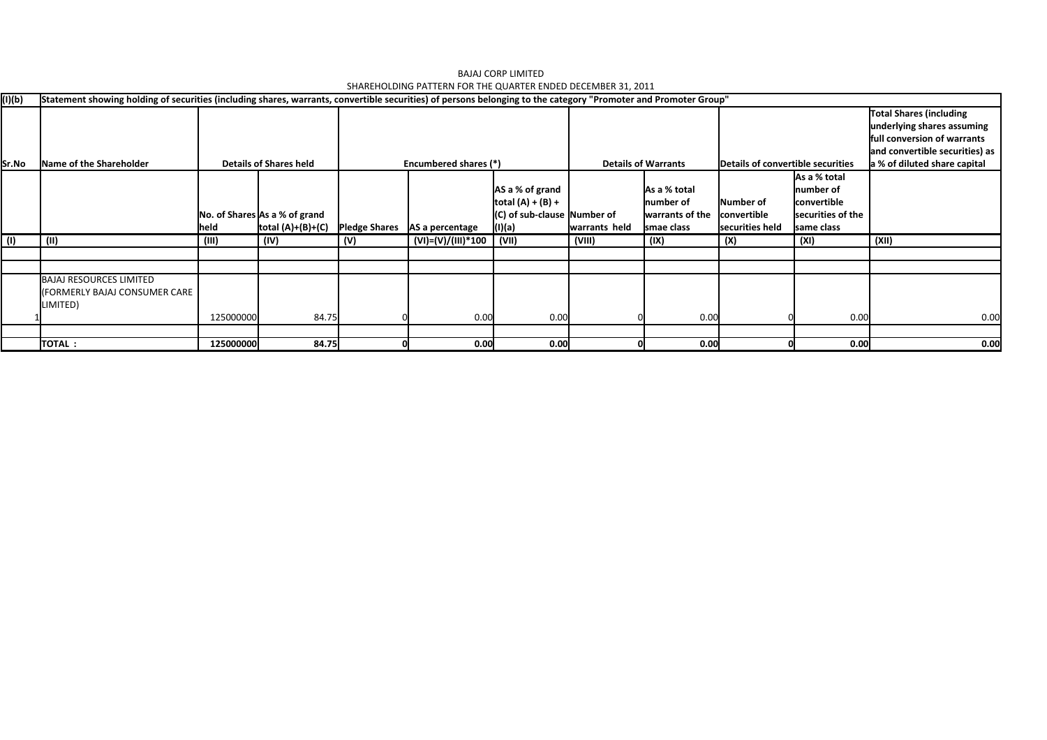BAJAJ CORP LIMITED

SHAREHOLDING PATTERN FOR THE QUARTER ENDED DECEMBER 31, 2011

| (I)(b) | Statement showing holding of securities (including shares, warrants, convertible securities) of persons belonging to the category "Promoter and Promoter Group" | | | | | | | | | | |
|---|---|---|---|---|---|---|---|---|---|---|---|
| Sr.No | Name of the Shareholder | Details of Shares held | | Encumbered shares (*) | | | Details of Warrants | | Details of convertible securities | | Total Shares (including underlying shares assuming full conversion of warrants and convertible securities) as a % of diluted share capital |
| | | No. of Shares held | As a % of grand total (A)+(B)+(C) | Pledge Shares | AS a percentage | AS a % of grand total (A) + (B) + (C) of sub-clause (I)(a) | Number of warrants held | As a % total number of warrants of the smae class | Number of convertible securities held | As a % total number of convertible securities of the same class | |
| (I) | (II) | (III) | (IV) | (V) | (VI)=(V)/(III)*100 | (VII) | (VIII) | (IX) | (X) | (XI) | (XII) |
| | | | | | | | | | | | |
| | | | | | | | | | | | |
| 1 | BAJAJ RESOURCES LIMITED (FORMERLY BAJAJ CONSUMER CARE LIMITED) | 125000000 | 84.75 | 0 | 0.00 | 0.00 | 0 | 0.00 | 0 | 0.00 | 0.00 |
| | | | | | | | | | | | |
| | **TOTAL :** | **125000000** | **84.75** | **0** | **0.00** | **0.00** | **0** | **0.00** | **0** | **0.00** | **0.00** |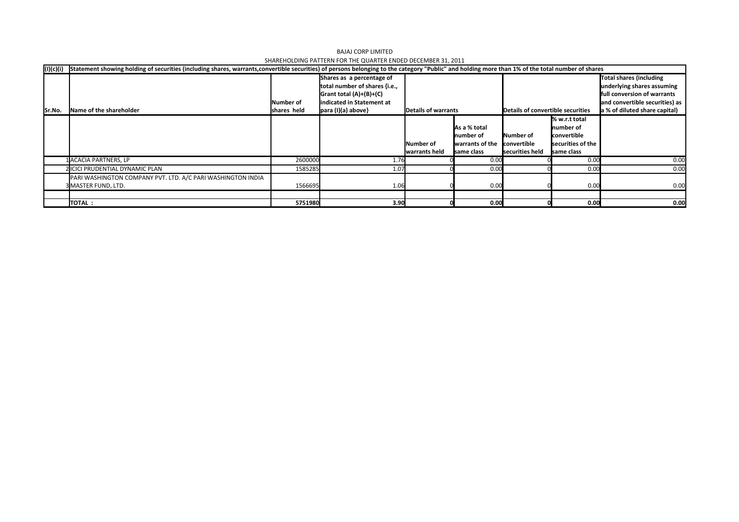BAJAJ CORP LIMITED

SHAREHOLDING PATTERN FOR THE QUARTER ENDED DECEMBER 31, 2011

(I)(c)(i) Statement showing holding of securities (including shares, warrants,convertible securities) of persons belonging to the category "Public" and holding more than 1% of the total number of shares

| Sr.No. | Name of the shareholder | Number of shares held | Shares as a percentage of total number of shares {i.e., Grant total (A)+(B)+(C) indicated in Statement at para (I)(a) above} | Details of warrants | | Details of convertible securities | | Total shares (including underlying shares assuming full conversion of warrants and convertible securities) as a % of diluted share capital) |
|---|---|---|---|---|---|---|---|---|
| | | | | Number of warrants held | As a % total number of warrants of the same class | Number of convertible securities held | % w.r.t total number of convertible securities of the same class | |
| 1 | ACACIA PARTNERS, LP | 2600000 | 1.76 | 0 | 0.00 | 0 | 0.00 | 0.00 |
| 2 | ICICI PRUDENTIAL DYNAMIC PLAN | 1585285 | 1.07 | 0 | 0.00 | 0 | 0.00 | 0.00 |
| 3 | PARI WASHINGTON COMPANY PVT. LTD. A/C PARI WASHINGTON INDIA MASTER FUND, LTD. | 1566695 | 1.06 | 0 | 0.00 | 0 | 0.00 | 0.00 |
| | | | | | | | | |
| | **TOTAL :** | **5751980** | **3.90** | **0** | **0.00** | **0** | **0.00** | **0.00** |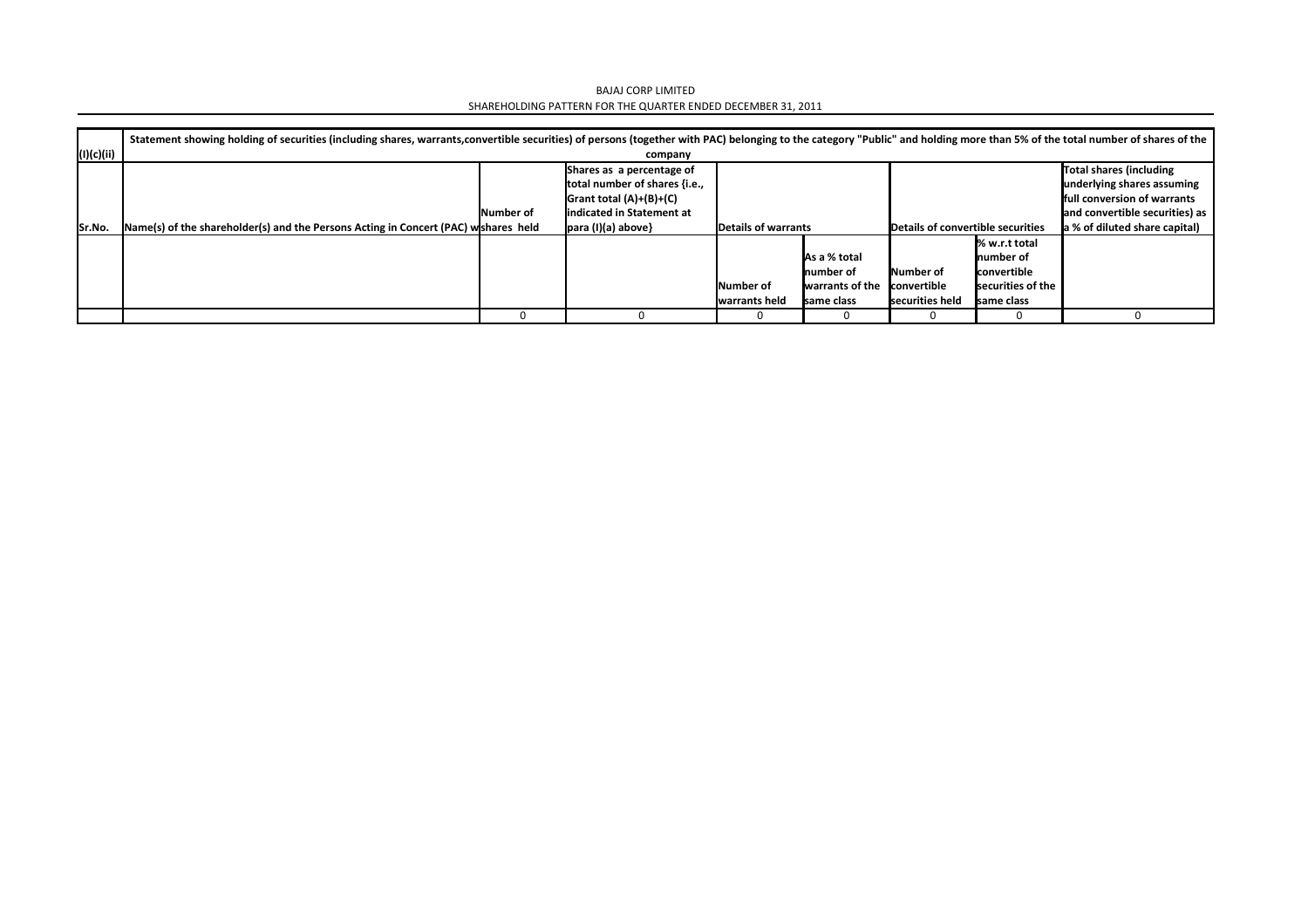BAJAJ CORP LIMITED

SHAREHOLDING PATTERN FOR THE QUARTER ENDED DECEMBER 31, 2011

(I)(c)(ii) Statement showing holding of securities (including shares, warrants,convertible securities) of persons (together with PAC) belonging to the category "Public" and holding more than 5% of the total number of shares of the company

| Sr.No. | Name(s) of the shareholder(s) and the Persons Acting in Concert (PAC) with | Number of shares held | Shares as a percentage of total number of shares {i.e., Grant total (A)+(B)+(C) indicated in Statement at para (I)(a) above} | Details of warrants | | Details of convertible securities | | Total shares (including underlying shares assuming full conversion of warrants and convertible securities) as a % of diluted share capital) |
|---|---|---|---|---|---|---|---|---|
| | | | | Number of warrants held | As a % total number of warrants of the same class | Number of convertible securities held | % w.r.t total number of convertible securities of the same class | |
| | | 0 | 0 | 0 | 0 | 0 | 0 | 0 |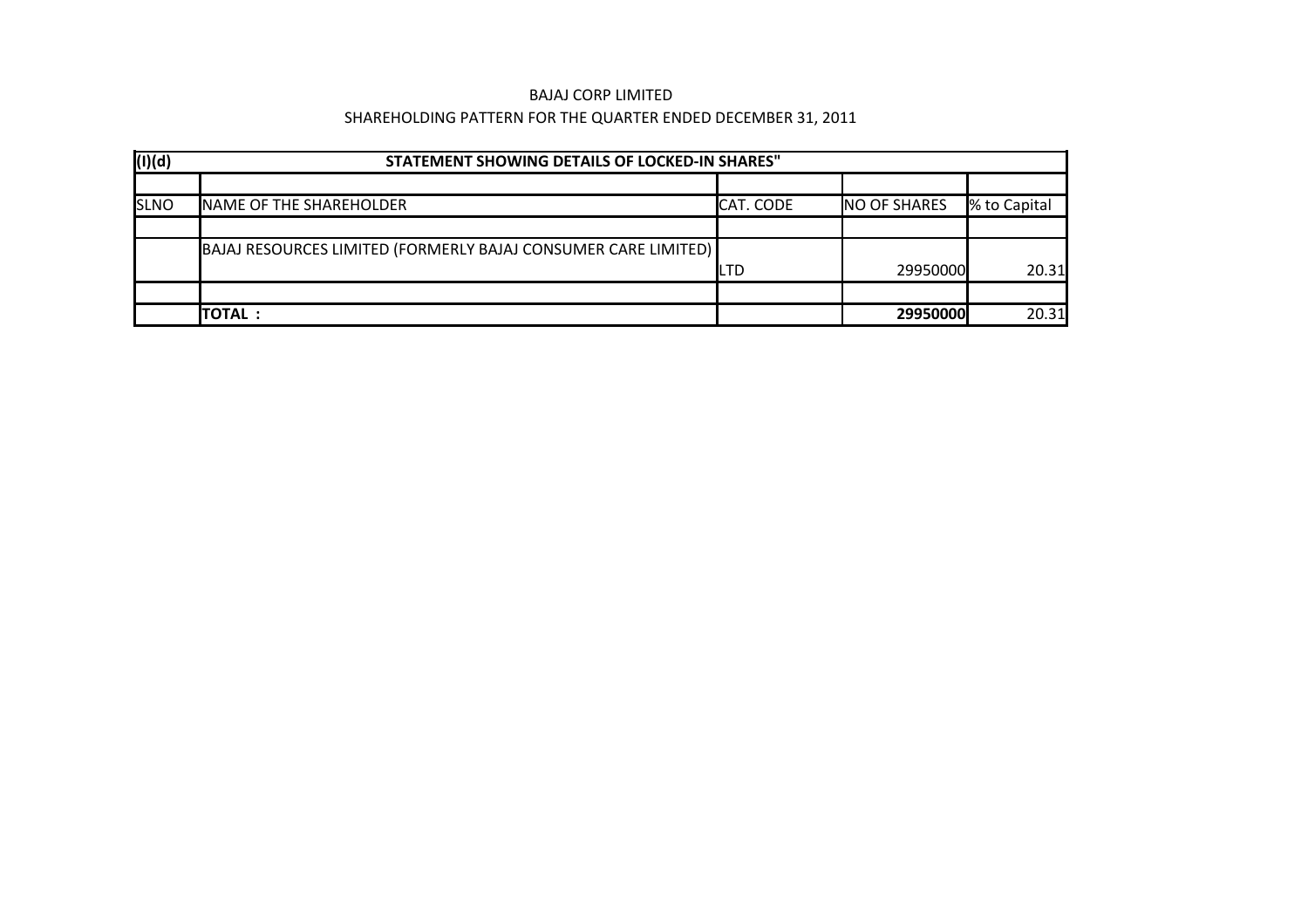BAJAJ CORP LIMITED

SHAREHOLDING PATTERN FOR THE QUARTER ENDED DECEMBER 31, 2011

| (I)(d) | STATEMENT SHOWING DETAILS OF LOCKED-IN SHARES" | | | |
|---|---|---|---|---|
| | | | | |
| SLNO | NAME OF THE SHAREHOLDER | CAT. CODE | NO OF SHARES | % to Capital |
| | | | | |
| | BAJAJ RESOURCES LIMITED (FORMERLY BAJAJ CONSUMER CARE LIMITED) | LTD | 29950000 | 20.31 |
| | | | | |
| | **TOTAL :** | | **29950000** | 20.31 |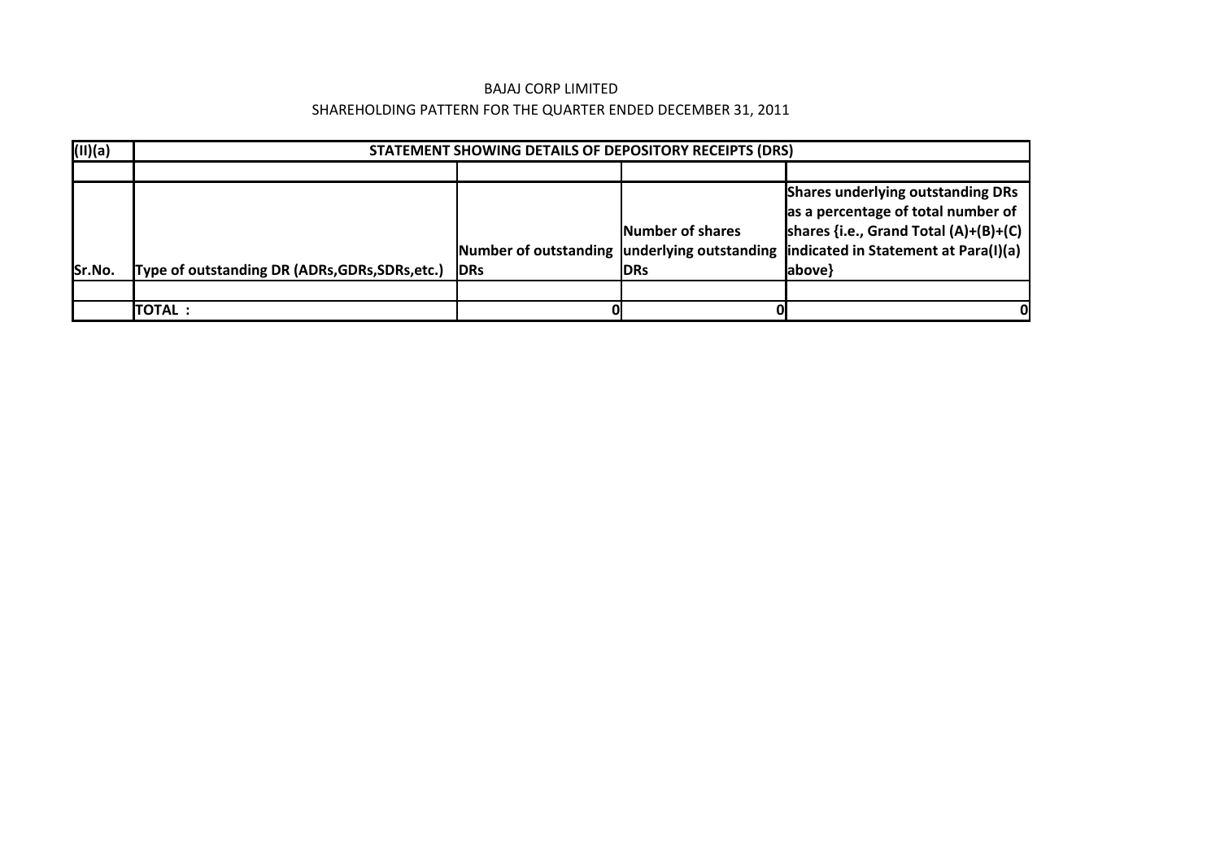BAJAJ CORP LIMITED

SHAREHOLDING PATTERN FOR THE QUARTER ENDED DECEMBER 31, 2011

| (II)(a) | STATEMENT SHOWING DETAILS OF DEPOSITORY RECEIPTS (DRS) | | | |
|---|---|---|---|---|
| | | | | |
| Sr.No. | Type of outstanding DR (ADRs,GDRs,SDRs,etc.) | Number of outstanding DRs | Number of shares underlying outstanding DRs | Shares underlying outstanding DRs as a percentage of total number of shares {i.e., Grand Total (A)+(B)+(C) indicated in Statement at Para(I)(a) above} |
| | | | | |
| | TOTAL : | 0 | 0 | 0 |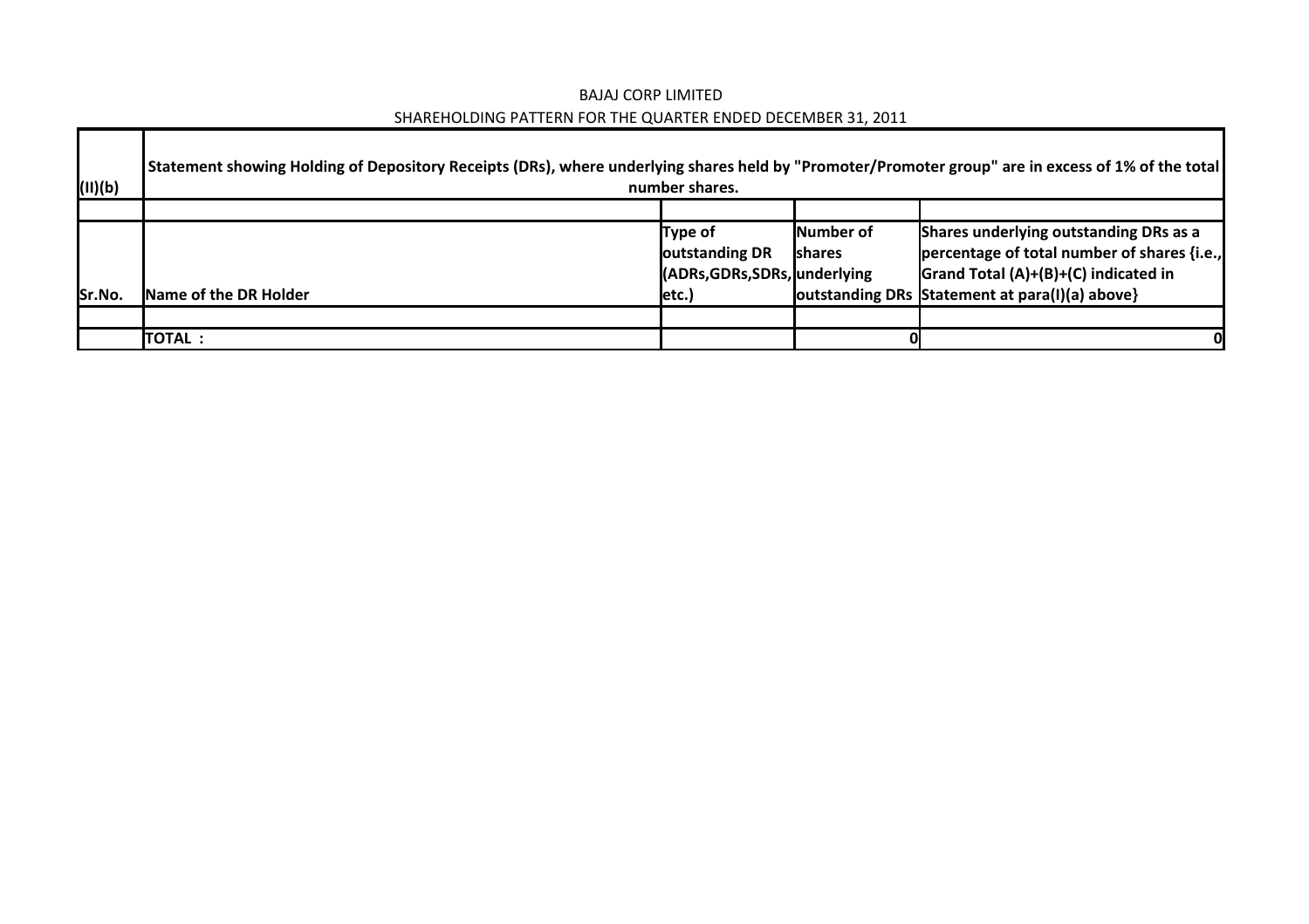BAJAJ CORP LIMITED

SHAREHOLDING PATTERN FOR THE QUARTER ENDED DECEMBER 31, 2011

| (II)(b) | Statement showing Holding of Depository Receipts (DRs), where underlying shares held by "Promoter/Promoter group" are in excess of 1% of the total number shares. | | | |
|---|---|---|---|---|
| | | | | |
| Sr.No. | Name of the DR Holder | Type of outstanding DR (ADRs,GDRs,SDRs, etc.) | Number of shares underlying outstanding DRs | Shares underlying outstanding DRs as a percentage of total number of shares {i.e., Grand Total (A)+(B)+(C) indicated in Statement at para(I)(a) above} |
| | | | | |
| | TOTAL : | | 0 | 0 |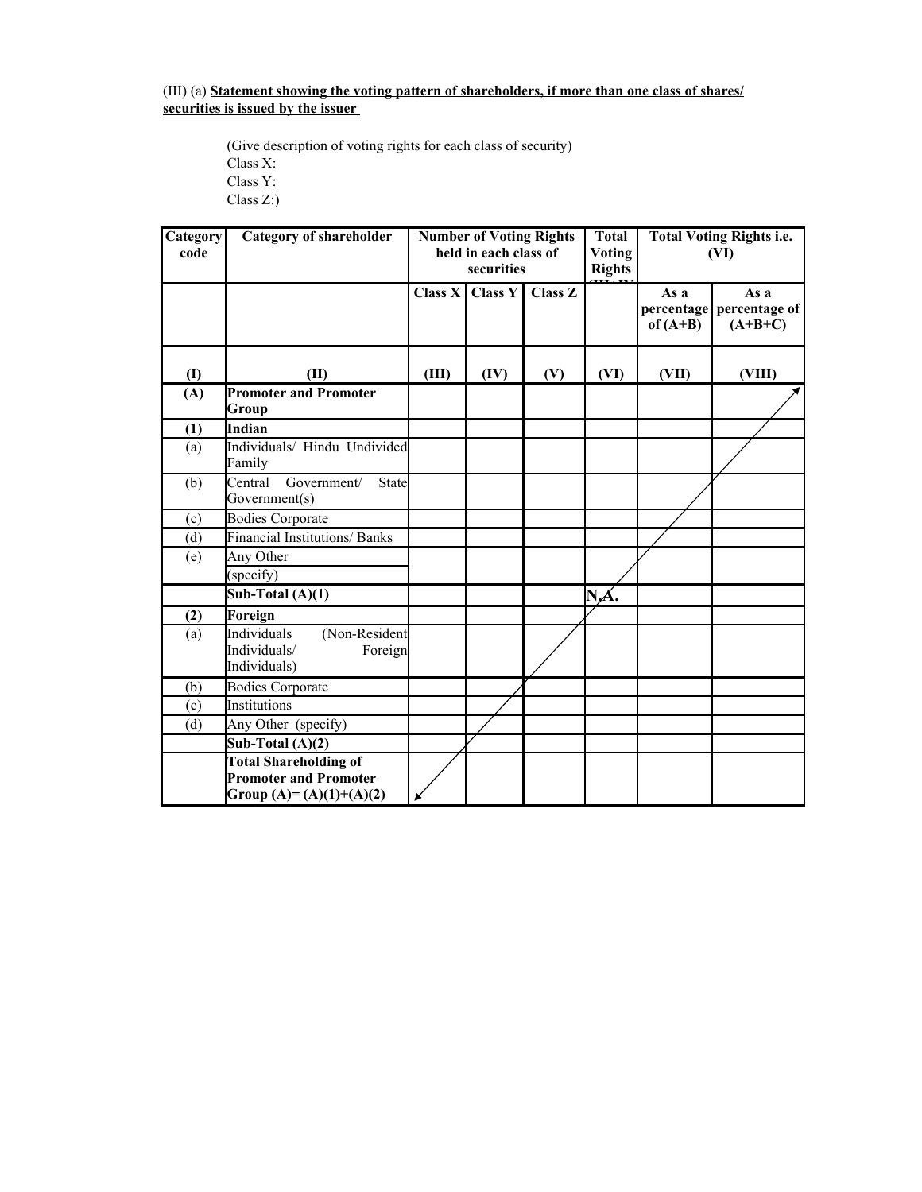(III) (a) **Statement showing the voting pattern of shareholders, if more than one class of shares/ securities is issued by the issuer**

(Give description of voting rights for each class of security)
Class X:
Class Y:
Class Z:)

| Category code | Category of shareholder | Number of Voting Rights held in each class of securities | | | Total Voting Rights (III+IV+V) | Total Voting Rights i.e. (VI) | |
|---|---|---|---|---|---|---|---|
| | | Class X | Class Y | Class Z | | As a percentage of (A+B) | As a percentage of (A+B+C) |
| (I) | (II) | (III) | (IV) | (V) | (VI) | (VII) | (VIII) |
| **(A)** | **Promoter and Promoter Group** | | | | | | |
| **(1)** | **Indian** | | | | | | |
| (a) | Individuals/ Hindu Undivided Family | | | | | | |
| (b) | Central Government/ State Government(s) | | | | | | |
| (c) | Bodies Corporate | | | | | | |
| (d) | Financial Institutions/ Banks | | | | | | |
| (e) | Any Other (specify) | | | | | | |
| | **Sub-Total (A)(1)** | | | | **N.A.** | | |
| **(2)** | **Foreign** | | | | | | |
| (a) | Individuals (Non-Resident Individuals/ Foreign Individuals) | | | | | | |
| (b) | Bodies Corporate | | | | | | |
| (c) | Institutions | | | | | | |
| (d) | Any Other (specify) | | | | | | |
| | **Sub-Total (A)(2)** | | | | | | |
| | **Total Shareholding of Promoter and Promoter Group (A)= (A)(1)+(A)(2)** | | | | | | |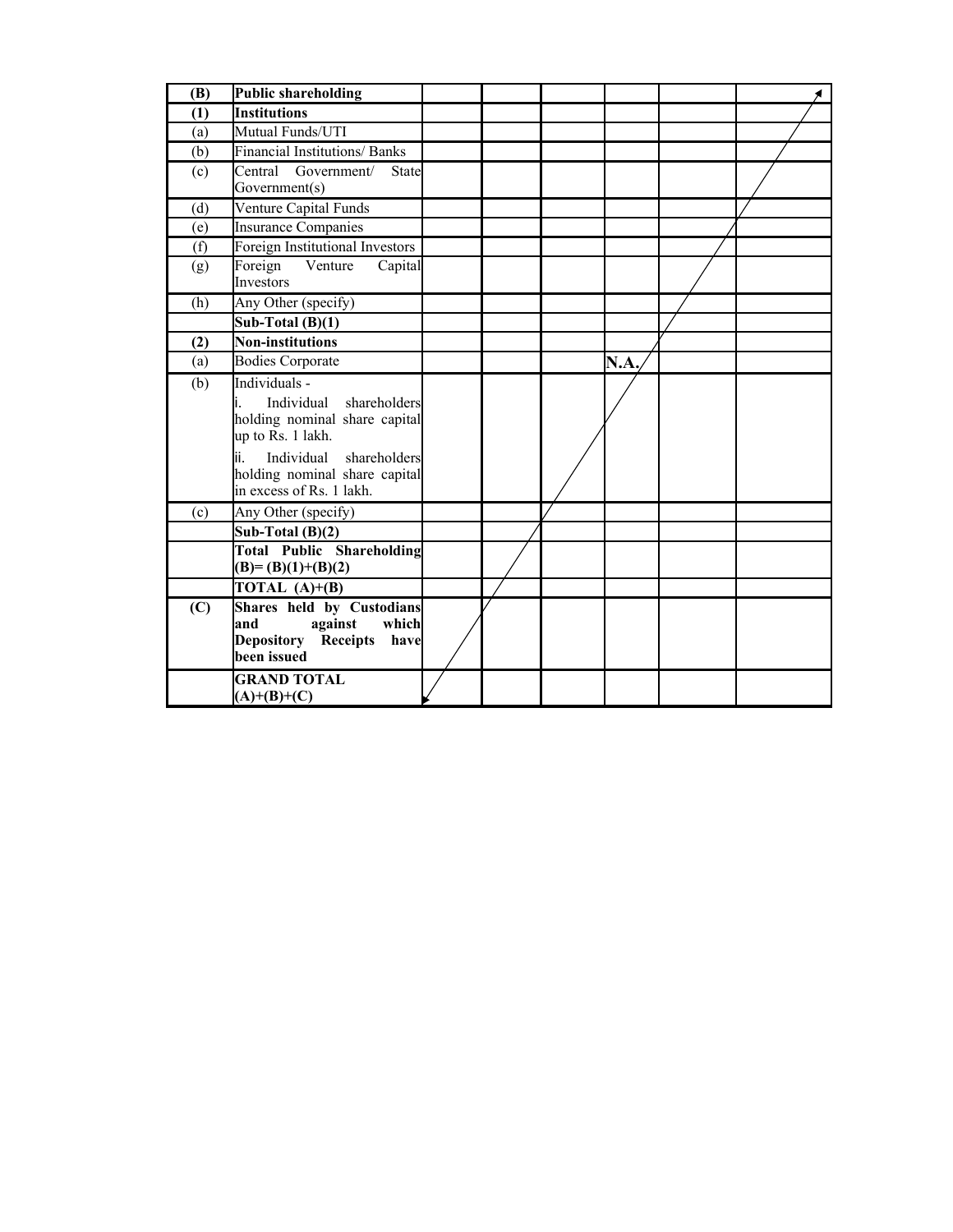| | | | | | | | |
|---|---|---|---|---|---|---|---|
| **(B)** | **Public shareholding** | | | | | | |
| **(1)** | **Institutions** | | | | | | |
| (a) | Mutual Funds/UTI | | | | | | |
| (b) | Financial Institutions/ Banks | | | | | | |
| (c) | Central Government/ State Government(s) | | | | | | |
| (d) | Venture Capital Funds | | | | | | |
| (e) | Insurance Companies | | | | | | |
| (f) | Foreign Institutional Investors | | | | | | |
| (g) | Foreign Venture Capital Investors | | | | | | |
| (h) | Any Other (specify) | | | | | | |
| | **Sub-Total (B)(1)** | | | | | | |
| **(2)** | **Non-institutions** | | | | | | |
| (a) | Bodies Corporate | | | | **N.A.** | | |
| (b) | Individuals - i. Individual shareholders holding nominal share capital up to Rs. 1 lakh. ii. Individual shareholders holding nominal share capital in excess of Rs. 1 lakh. | | | | | | |
| (c) | Any Other (specify) | | | | | | |
| | **Sub-Total (B)(2)** | | | | | | |
| | **Total Public Shareholding (B)= (B)(1)+(B)(2)** | | | | | | |
| | **TOTAL (A)+(B)** | | | | | | |
| **(C)** | **Shares held by Custodians and against which Depository Receipts have been issued** | | | | | | |
| | **GRAND TOTAL (A)+(B)+(C)** | | | | | | |